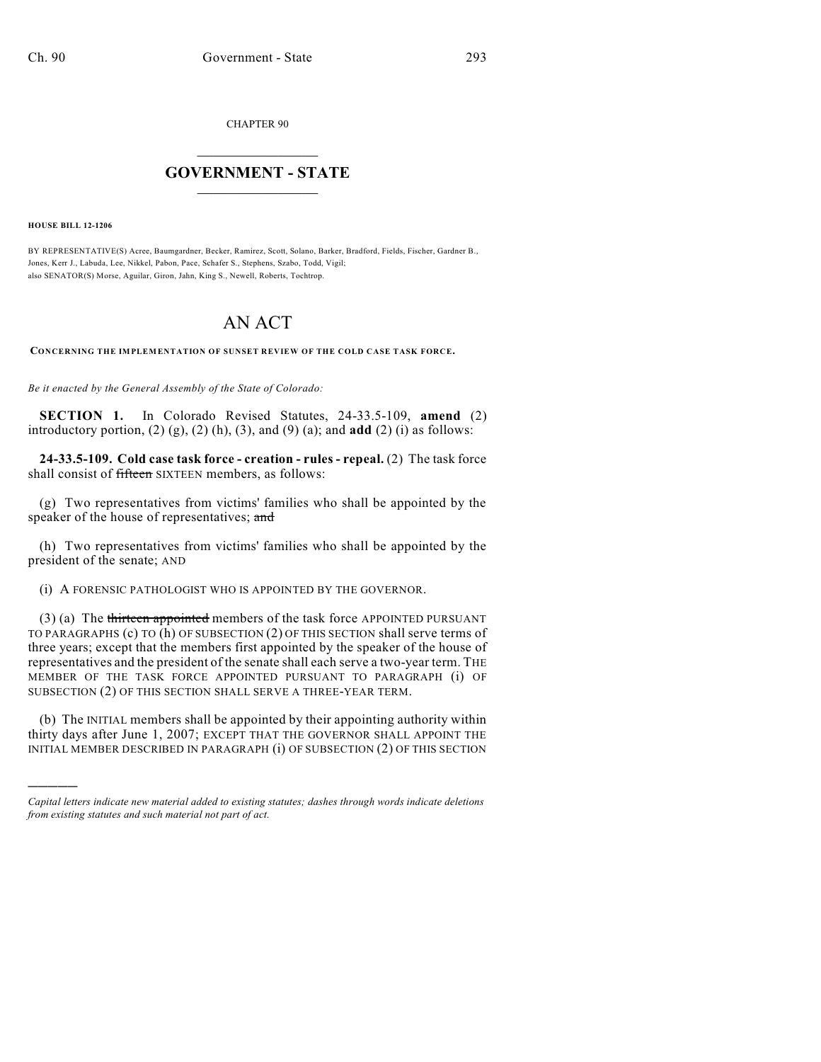CHAPTER 90

# GOVERNMENT - STATE

**HOUSE BILL 12-1206**

BY REPRESENTATIVE(S) Acree, Baumgardner, Becker, Ramirez, Scott, Solano, Barker, Bradford, Fields, Fischer, Gardner B., Jones, Kerr J., Labuda, Lee, Nikkel, Pabon, Pace, Schafer S., Stephens, Szabo, Todd, Vigil;
also SENATOR(S) Morse, Aguilar, Giron, Jahn, King S., Newell, Roberts, Tochtrop.

# AN ACT

**CONCERNING THE IMPLEMENTATION OF SUNSET REVIEW OF THE COLD CASE TASK FORCE.**

*Be it enacted by the General Assembly of the State of Colorado:*

**SECTION 1.** In Colorado Revised Statutes, 24-33.5-109, **amend** (2) introductory portion, (2) (g), (2) (h), (3), and (9) (a); and **add** (2) (i) as follows:

**24-33.5-109. Cold case task force - creation - rules - repeal.** (2) The task force shall consist of ~~fifteen~~ SIXTEEN members, as follows:

(g) Two representatives from victims' families who shall be appointed by the speaker of the house of representatives; ~~and~~

(h) Two representatives from victims' families who shall be appointed by the president of the senate; AND

(i) A FORENSIC PATHOLOGIST WHO IS APPOINTED BY THE GOVERNOR.

(3) (a) The ~~thirteen appointed~~ members of the task force APPOINTED PURSUANT TO PARAGRAPHS (c) TO (h) OF SUBSECTION (2) OF THIS SECTION shall serve terms of three years; except that the members first appointed by the speaker of the house of representatives and the president of the senate shall each serve a two-year term. THE MEMBER OF THE TASK FORCE APPOINTED PURSUANT TO PARAGRAPH (i) OF SUBSECTION (2) OF THIS SECTION SHALL SERVE A THREE-YEAR TERM.

(b) The INITIAL members shall be appointed by their appointing authority within thirty days after June 1, 2007; EXCEPT THAT THE GOVERNOR SHALL APPOINT THE INITIAL MEMBER DESCRIBED IN PARAGRAPH (i) OF SUBSECTION (2) OF THIS SECTION

---

*Capital letters indicate new material added to existing statutes; dashes through words indicate deletions from existing statutes and such material not part of act.*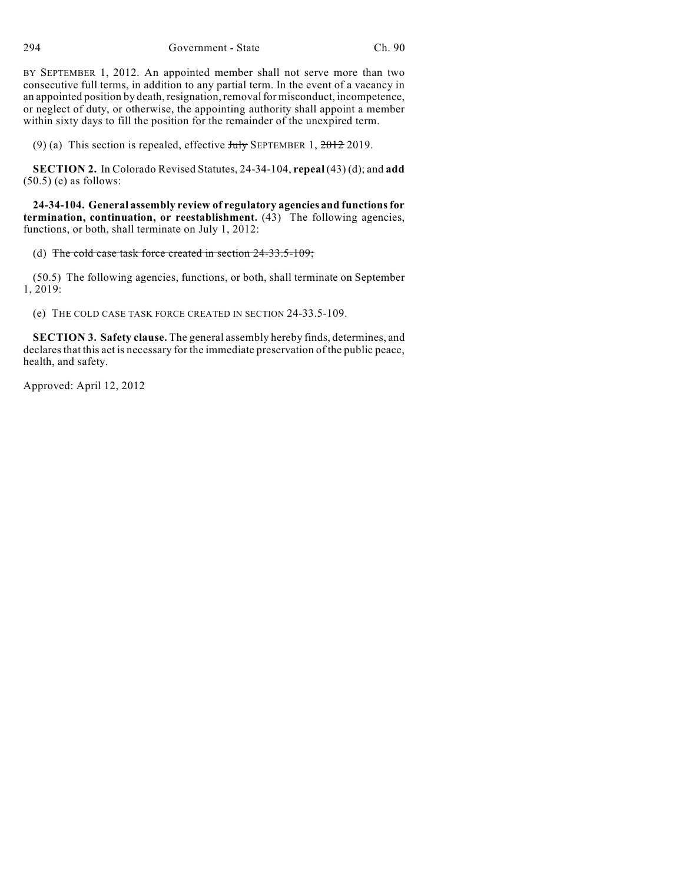BY SEPTEMBER 1, 2012. An appointed member shall not serve more than two consecutive full terms, in addition to any partial term. In the event of a vacancy in an appointed position by death, resignation, removal for misconduct, incompetence, or neglect of duty, or otherwise, the appointing authority shall appoint a member within sixty days to fill the position for the remainder of the unexpired term.

(9) (a) This section is repealed, effective ~~July~~ SEPTEMBER 1, ~~2012~~ 2019.

**SECTION 2.** In Colorado Revised Statutes, 24-34-104, **repeal** (43) (d); and **add** (50.5) (e) as follows:

**24-34-104. General assembly review of regulatory agencies and functions for termination, continuation, or reestablishment.** (43) The following agencies, functions, or both, shall terminate on July 1, 2012:

(d) ~~The cold case task force created in section 24-33.5-109;~~

(50.5) The following agencies, functions, or both, shall terminate on September 1, 2019:

(e) THE COLD CASE TASK FORCE CREATED IN SECTION 24-33.5-109.

**SECTION 3. Safety clause.** The general assembly hereby finds, determines, and declares that this act is necessary for the immediate preservation of the public peace, health, and safety.

Approved: April 12, 2012